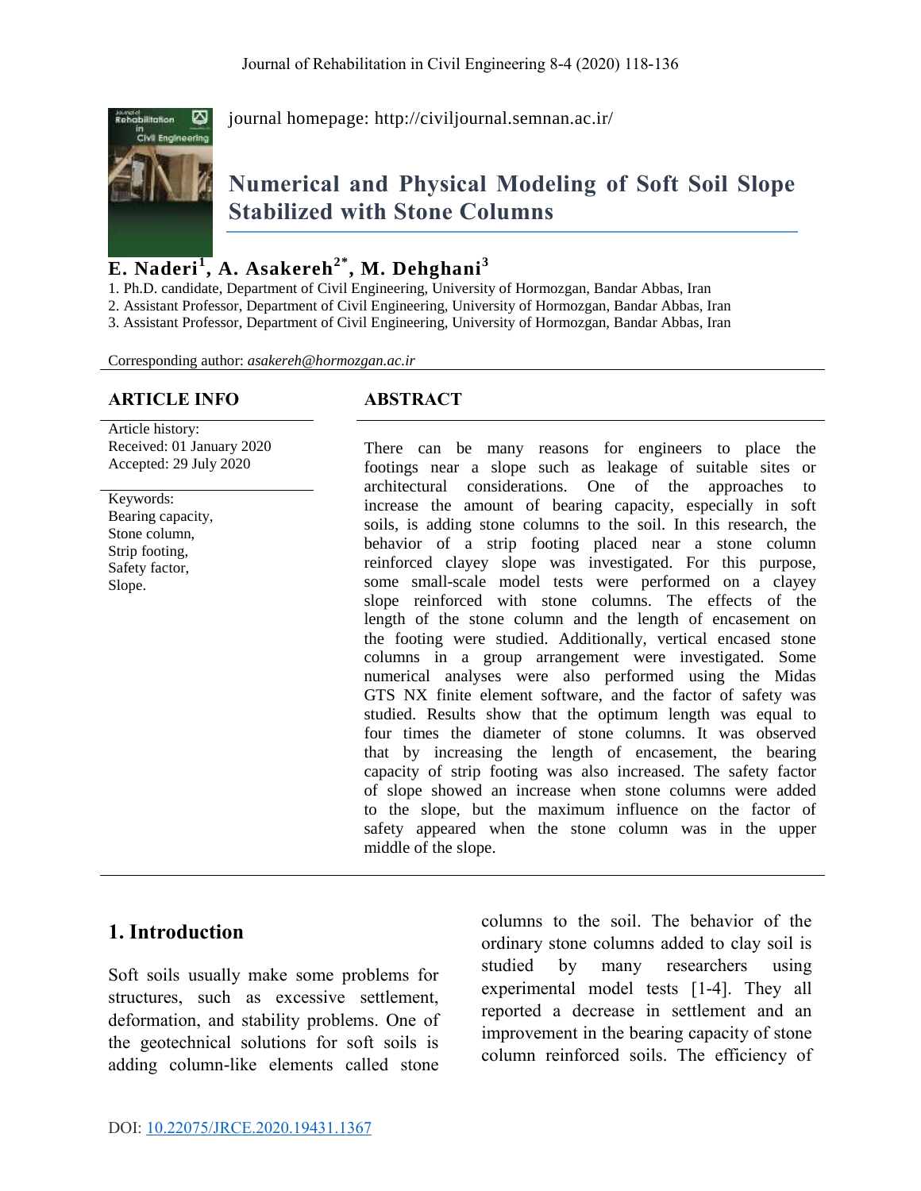journal homepage: http://civiljournal.semnan.ac.ir/

# Numerical and Physical Modeling of Soft Soil Slope Stabilized with Stone Columns

**E. Naderi[1], A. Asakereh[2*], M. Dehghani[3]**

1. Ph.D. candidate, Department of Civil Engineering, University of Hormozgan, Bandar Abbas, Iran
2. Assistant Professor, Department of Civil Engineering, University of Hormozgan, Bandar Abbas, Iran
3. Assistant Professor, Department of Civil Engineering, University of Hormozgan, Bandar Abbas, Iran

Corresponding author: *asakereh@hormozgan.ac.ir*

## ARTICLE INFO

Article history:
Received: 01 January 2020
Accepted: 29 July 2020

Keywords:
Bearing capacity,
Stone column,
Strip footing,
Safety factor,
Slope.

## ABSTRACT

There can be many reasons for engineers to place the footings near a slope such as leakage of suitable sites or architectural considerations. One of the approaches to increase the amount of bearing capacity, especially in soft soils, is adding stone columns to the soil. In this research, the behavior of a strip footing placed near a stone column reinforced clayey slope was investigated. For this purpose, some small-scale model tests were performed on a clayey slope reinforced with stone columns. The effects of the length of the stone column and the length of encasement on the footing were studied. Additionally, vertical encased stone columns in a group arrangement were investigated. Some numerical analyses were also performed using the Midas GTS NX finite element software, and the factor of safety was studied. Results show that the optimum length was equal to four times the diameter of stone columns. It was observed that by increasing the length of encasement, the bearing capacity of strip footing was also increased. The safety factor of slope showed an increase when stone columns were added to the slope, but the maximum influence on the factor of safety appeared when the stone column was in the upper middle of the slope.

## 1. Introduction

Soft soils usually make some problems for structures, such as excessive settlement, deformation, and stability problems. One of the geotechnical solutions for soft soils is adding column-like elements called stone columns to the soil. The behavior of the ordinary stone columns added to clay soil is studied by many researchers using experimental model tests [1-4]. They all reported a decrease in settlement and an improvement in the bearing capacity of stone column reinforced soils. The efficiency of

DOI: 10.22075/JRCE.2020.19431.1367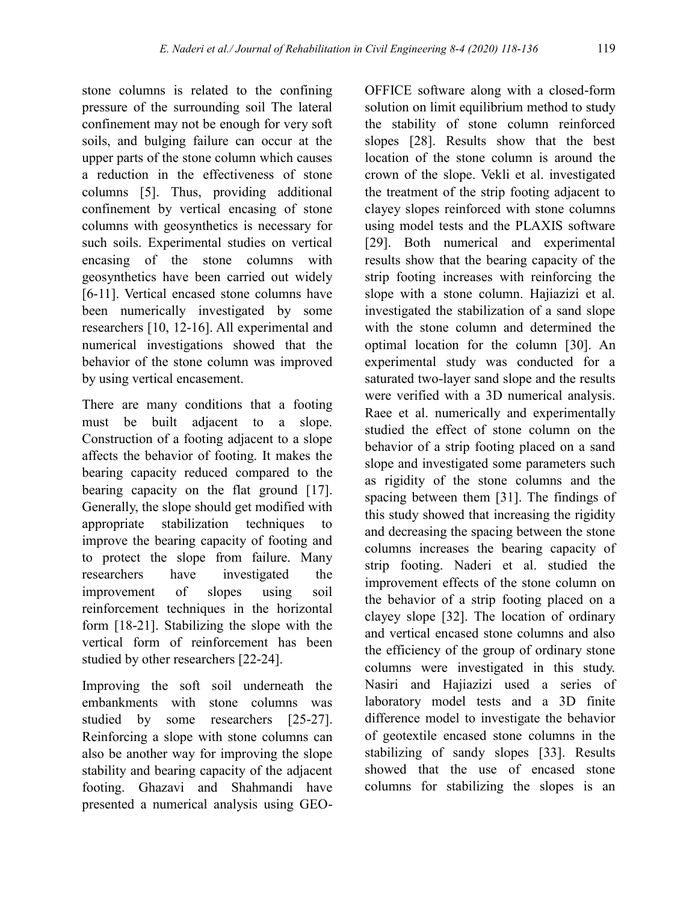stone columns is related to the confining pressure of the surrounding soil The lateral confinement may not be enough for very soft soils, and bulging failure can occur at the upper parts of the stone column which causes a reduction in the effectiveness of stone columns [5]. Thus, providing additional confinement by vertical encasing of stone columns with geosynthetics is necessary for such soils. Experimental studies on vertical encasing of the stone columns with geosynthetics have been carried out widely [6-11]. Vertical encased stone columns have been numerically investigated by some researchers [10, 12-16]. All experimental and numerical investigations showed that the behavior of the stone column was improved by using vertical encasement.

There are many conditions that a footing must be built adjacent to a slope. Construction of a footing adjacent to a slope affects the behavior of footing. It makes the bearing capacity reduced compared to the bearing capacity on the flat ground [17]. Generally, the slope should get modified with appropriate stabilization techniques to improve the bearing capacity of footing and to protect the slope from failure. Many researchers have investigated the improvement of slopes using soil reinforcement techniques in the horizontal form [18-21]. Stabilizing the slope with the vertical form of reinforcement has been studied by other researchers [22-24].

Improving the soft soil underneath the embankments with stone columns was studied by some researchers [25-27]. Reinforcing a slope with stone columns can also be another way for improving the slope stability and bearing capacity of the adjacent footing. Ghazavi and Shahmandi have presented a numerical analysis using GEO-OFFICE software along with a closed-form solution on limit equilibrium method to study the stability of stone column reinforced slopes [28]. Results show that the best location of the stone column is around the crown of the slope. Vekli et al. investigated the treatment of the strip footing adjacent to clayey slopes reinforced with stone columns using model tests and the PLAXIS software [29]. Both numerical and experimental results show that the bearing capacity of the strip footing increases with reinforcing the slope with a stone column. Hajiazizi et al. investigated the stabilization of a sand slope with the stone column and determined the optimal location for the column [30]. An experimental study was conducted for a saturated two-layer sand slope and the results were verified with a 3D numerical analysis. Raee et al. numerically and experimentally studied the effect of stone column on the behavior of a strip footing placed on a sand slope and investigated some parameters such as rigidity of the stone columns and the spacing between them [31]. The findings of this study showed that increasing the rigidity and decreasing the spacing between the stone columns increases the bearing capacity of strip footing. Naderi et al. studied the improvement effects of the stone column on the behavior of a strip footing placed on a clayey slope [32]. The location of ordinary and vertical encased stone columns and also the efficiency of the group of ordinary stone columns were investigated in this study. Nasiri and Hajiazizi used a series of laboratory model tests and a 3D finite difference model to investigate the behavior of geotextile encased stone columns in the stabilizing of sandy slopes [33]. Results showed that the use of encased stone columns for stabilizing the slopes is an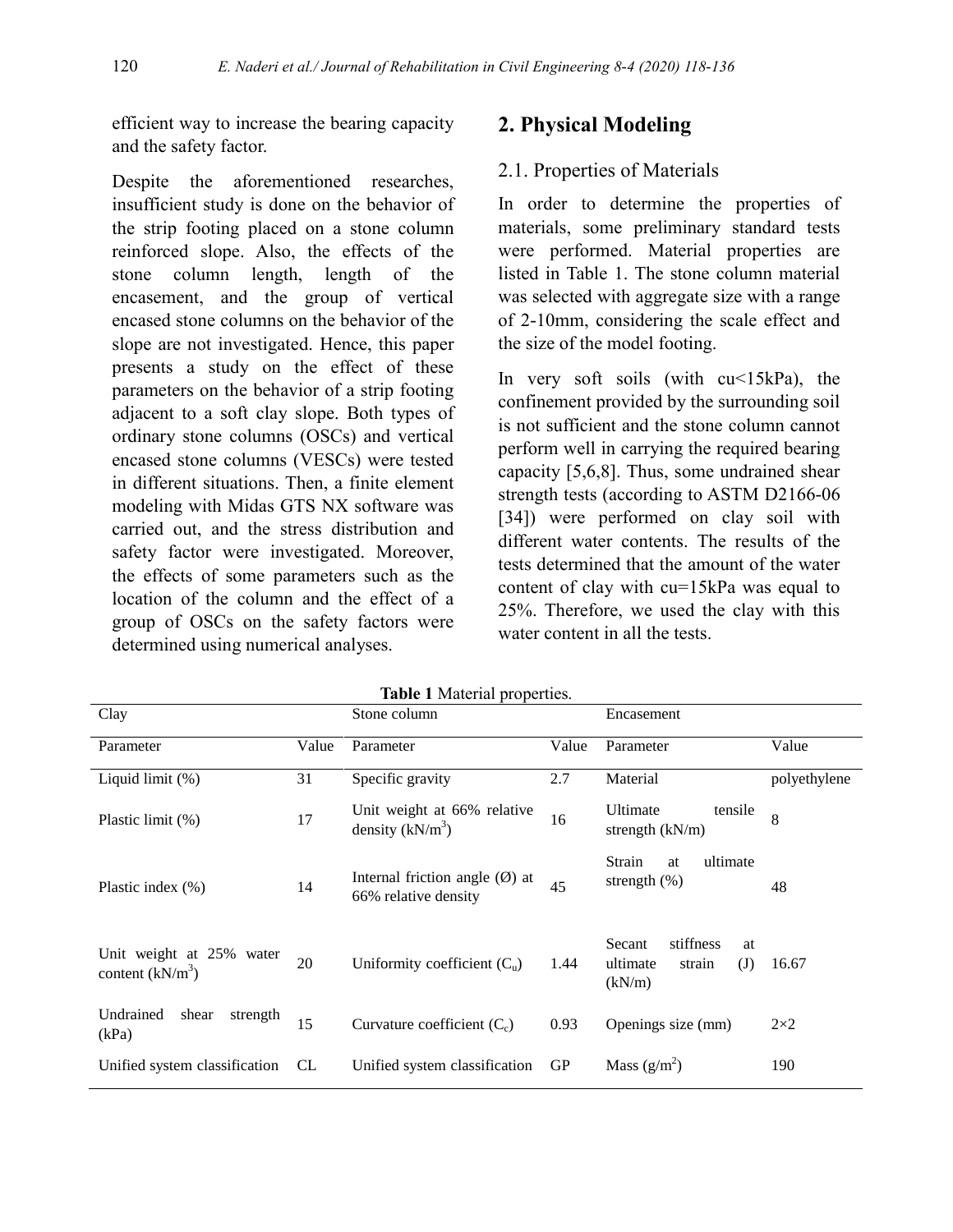efficient way to increase the bearing capacity and the safety factor.

Despite the aforementioned researches, insufficient study is done on the behavior of the strip footing placed on a stone column reinforced slope. Also, the effects of the stone column length, length of the encasement, and the group of vertical encased stone columns on the behavior of the slope are not investigated. Hence, this paper presents a study on the effect of these parameters on the behavior of a strip footing adjacent to a soft clay slope. Both types of ordinary stone columns (OSCs) and vertical encased stone columns (VESCs) were tested in different situations. Then, a finite element modeling with Midas GTS NX software was carried out, and the stress distribution and safety factor were investigated. Moreover, the effects of some parameters such as the location of the column and the effect of a group of OSCs on the safety factors were determined using numerical analyses.

## 2. Physical Modeling

### 2.1. Properties of Materials

In order to determine the properties of materials, some preliminary standard tests were performed. Material properties are listed in Table 1. The stone column material was selected with aggregate size with a range of 2-10mm, considering the scale effect and the size of the model footing.

In very soft soils (with cu<15kPa), the confinement provided by the surrounding soil is not sufficient and the stone column cannot perform well in carrying the required bearing capacity [5,6,8]. Thus, some undrained shear strength tests (according to ASTM D2166-06 [34]) were performed on clay soil with different water contents. The results of the tests determined that the amount of the water content of clay with cu=15kPa was equal to 25%. Therefore, we used the clay with this water content in all the tests.

**Table 1** Material properties.

| Clay | | Stone column | | Encasement | |
|---|---|---|---|---|---|
| Parameter | Value | Parameter | Value | Parameter | Value |
| Liquid limit (%) | 31 | Specific gravity | 2.7 | Material | polyethylene |
| Plastic limit (%) | 17 | Unit weight at 66% relative density (kN/m$^3$) | 16 | Ultimate tensile strength (kN/m) | 8 |
| Plastic index (%) | 14 | Internal friction angle (Ø) at 66% relative density | 45 | Strain at ultimate strength (%) | 48 |
| Unit weight at 25% water content (kN/m$^3$) | 20 | Uniformity coefficient ($C_u$) | 1.44 | Secant stiffness at ultimate strain (J) (kN/m) | 16.67 |
| Undrained shear strength (kPa) | 15 | Curvature coefficient ($C_c$) | 0.93 | Openings size (mm) | 2×2 |
| Unified system classification | CL | Unified system classification | GP | Mass (g/m$^2$) | 190 |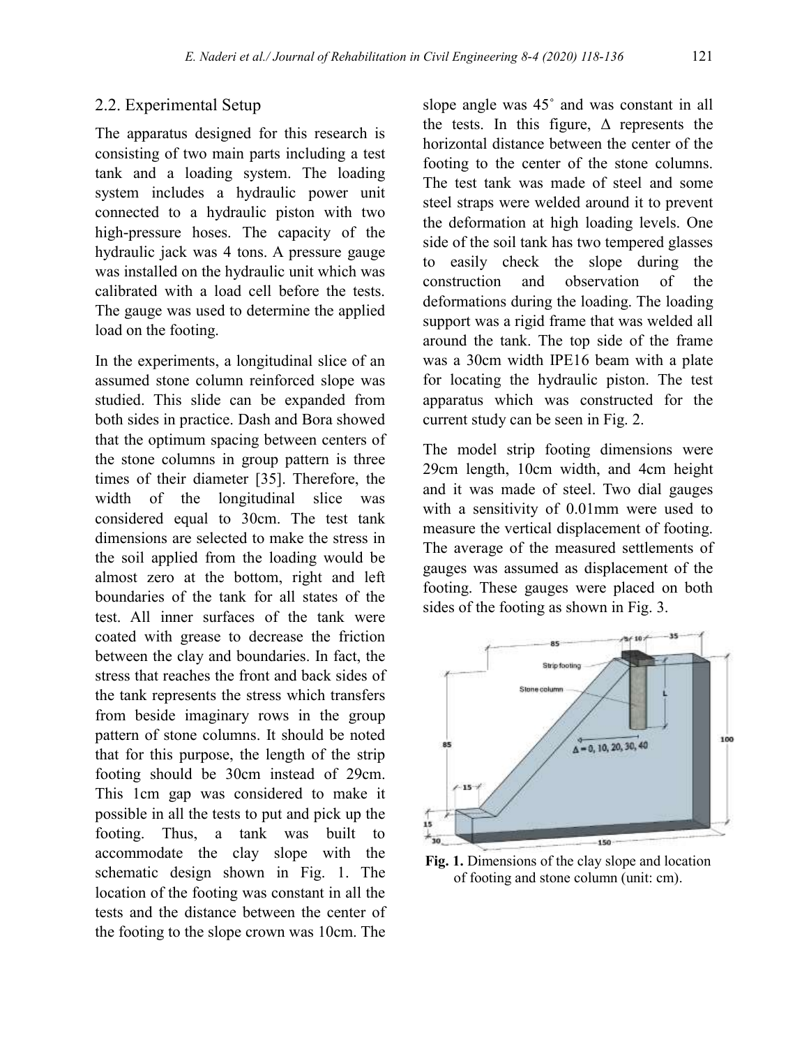## 2.2. Experimental Setup

The apparatus designed for this research is consisting of two main parts including a test tank and a loading system. The loading system includes a hydraulic power unit connected to a hydraulic piston with two high-pressure hoses. The capacity of the hydraulic jack was 4 tons. A pressure gauge was installed on the hydraulic unit which was calibrated with a load cell before the tests. The gauge was used to determine the applied load on the footing.

In the experiments, a longitudinal slice of an assumed stone column reinforced slope was studied. This slide can be expanded from both sides in practice. Dash and Bora showed that the optimum spacing between centers of the stone columns in group pattern is three times of their diameter [35]. Therefore, the width of the longitudinal slice was considered equal to 30cm. The test tank dimensions are selected to make the stress in the soil applied from the loading would be almost zero at the bottom, right and left boundaries of the tank for all states of the test. All inner surfaces of the tank were coated with grease to decrease the friction between the clay and boundaries. In fact, the stress that reaches the front and back sides of the tank represents the stress which transfers from beside imaginary rows in the group pattern of stone columns. It should be noted that for this purpose, the length of the strip footing should be 30cm instead of 29cm. This 1cm gap was considered to make it possible in all the tests to put and pick up the footing. Thus, a tank was built to accommodate the clay slope with the schematic design shown in Fig. 1. The location of the footing was constant in all the tests and the distance between the center of the footing to the slope crown was 10cm. The slope angle was 45˚ and was constant in all the tests. In this figure, $\Delta$ represents the horizontal distance between the center of the footing to the center of the stone columns. The test tank was made of steel and some steel straps were welded around it to prevent the deformation at high loading levels. One side of the soil tank has two tempered glasses to easily check the slope during the construction and observation of the deformations during the loading. The loading support was a rigid frame that was welded all around the tank. The top side of the frame was a 30cm width IPE16 beam with a plate for locating the hydraulic piston. The test apparatus which was constructed for the current study can be seen in Fig. 2.

The model strip footing dimensions were 29cm length, 10cm width, and 4cm height and it was made of steel. Two dial gauges with a sensitivity of 0.01mm were used to measure the vertical displacement of footing. The average of the measured settlements of gauges was assumed as displacement of the footing. These gauges were placed on both sides of the footing as shown in Fig. 3.

**Fig. 1.** Dimensions of the clay slope and location of footing and stone column (unit: cm).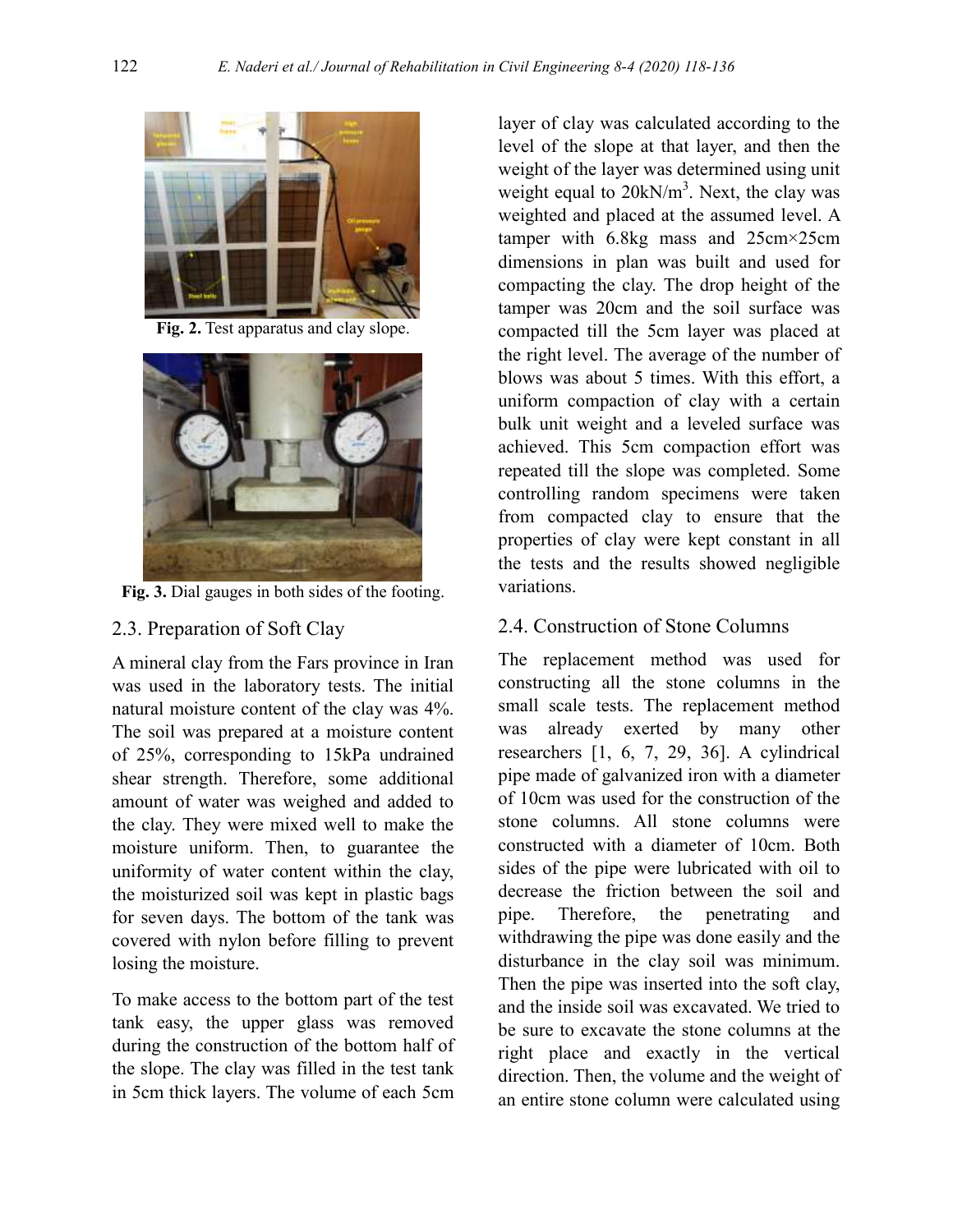Fig. 2. Test apparatus and clay slope.

Fig. 3. Dial gauges in both sides of the footing.

## 2.3. Preparation of Soft Clay

A mineral clay from the Fars province in Iran was used in the laboratory tests. The initial natural moisture content of the clay was 4%. The soil was prepared at a moisture content of 25%, corresponding to 15kPa undrained shear strength. Therefore, some additional amount of water was weighed and added to the clay. They were mixed well to make the moisture uniform. Then, to guarantee the uniformity of water content within the clay, the moisturized soil was kept in plastic bags for seven days. The bottom of the tank was covered with nylon before filling to prevent losing the moisture.

To make access to the bottom part of the test tank easy, the upper glass was removed during the construction of the bottom half of the slope. The clay was filled in the test tank in 5cm thick layers. The volume of each 5cm layer of clay was calculated according to the level of the slope at that layer, and then the weight of the layer was determined using unit weight equal to $20kN/m^3$. Next, the clay was weighted and placed at the assumed level. A tamper with 6.8kg mass and 25cm×25cm dimensions in plan was built and used for compacting the clay. The drop height of the tamper was 20cm and the soil surface was compacted till the 5cm layer was placed at the right level. The average of the number of blows was about 5 times. With this effort, a uniform compaction of clay with a certain bulk unit weight and a leveled surface was achieved. This 5cm compaction effort was repeated till the slope was completed. Some controlling random specimens were taken from compacted clay to ensure that the properties of clay were kept constant in all the tests and the results showed negligible variations.

## 2.4. Construction of Stone Columns

The replacement method was used for constructing all the stone columns in the small scale tests. The replacement method was already exerted by many other researchers [1, 6, 7, 29, 36]. A cylindrical pipe made of galvanized iron with a diameter of 10cm was used for the construction of the stone columns. All stone columns were constructed with a diameter of 10cm. Both sides of the pipe were lubricated with oil to decrease the friction between the soil and pipe. Therefore, the penetrating and withdrawing the pipe was done easily and the disturbance in the clay soil was minimum. Then the pipe was inserted into the soft clay, and the inside soil was excavated. We tried to be sure to excavate the stone columns at the right place and exactly in the vertical direction. Then, the volume and the weight of an entire stone column were calculated using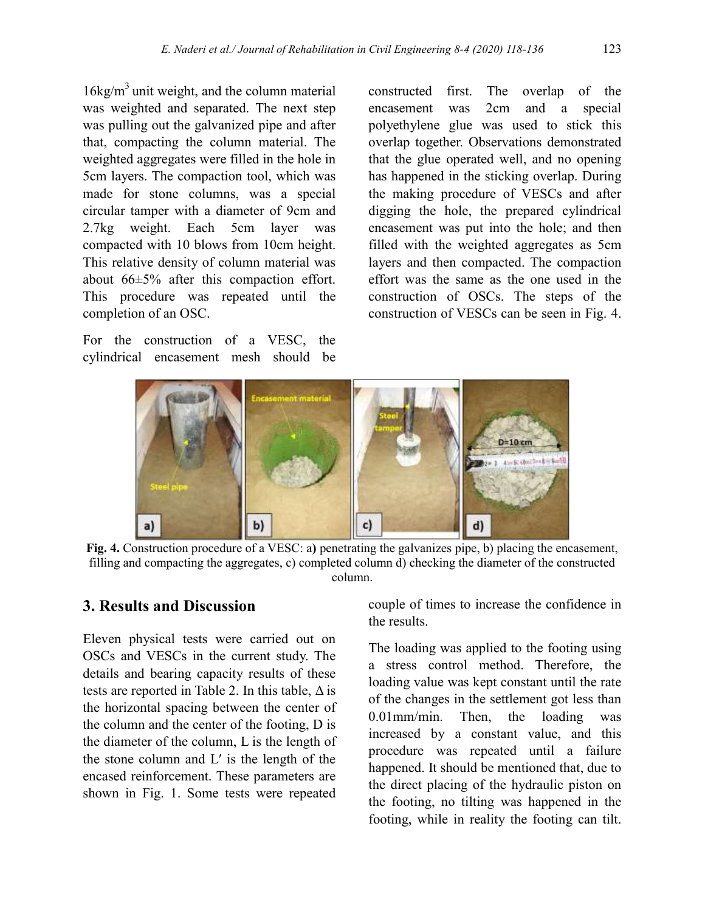$16kg/m^3$ unit weight, and the column material was weighted and separated. The next step was pulling out the galvanized pipe and after that, compacting the column material. The weighted aggregates were filled in the hole in 5cm layers. The compaction tool, which was made for stone columns, was a special circular tamper with a diameter of 9cm and 2.7kg weight. Each 5cm layer was compacted with 10 blows from 10cm height. This relative density of column material was about 66±5% after this compaction effort. This procedure was repeated until the completion of an OSC.

For the construction of a VESC, the cylindrical encasement mesh should be constructed first. The overlap of the encasement was 2cm and a special polyethylene glue was used to stick this overlap together. Observations demonstrated that the glue operated well, and no opening has happened in the sticking overlap. During the making procedure of VESCs and after digging the hole, the prepared cylindrical encasement was put into the hole; and then filled with the weighted aggregates as 5cm layers and then compacted. The compaction effort was the same as the one used in the construction of OSCs. The steps of the construction of VESCs can be seen in Fig. 4.

**Fig. 4.** Construction procedure of a VESC: a**)** penetrating the galvanizes pipe, b) placing the encasement, filling and compacting the aggregates, c) completed column d) checking the diameter of the constructed column.

## 3. Results and Discussion

Eleven physical tests were carried out on OSCs and VESCs in the current study. The details and bearing capacity results of these tests are reported in Table 2. In this table, $\Delta$ is the horizontal spacing between the center of the column and the center of the footing, D is the diameter of the column, L is the length of the stone column and $L'$ is the length of the encased reinforcement. These parameters are shown in Fig. 1. Some tests were repeated couple of times to increase the confidence in the results.

The loading was applied to the footing using a stress control method. Therefore, the loading value was kept constant until the rate of the changes in the settlement got less than 0.01mm/min. Then, the loading was increased by a constant value, and this procedure was repeated until a failure happened. It should be mentioned that, due to the direct placing of the hydraulic piston on the footing, no tilting was happened in the footing, while in reality the footing can tilt.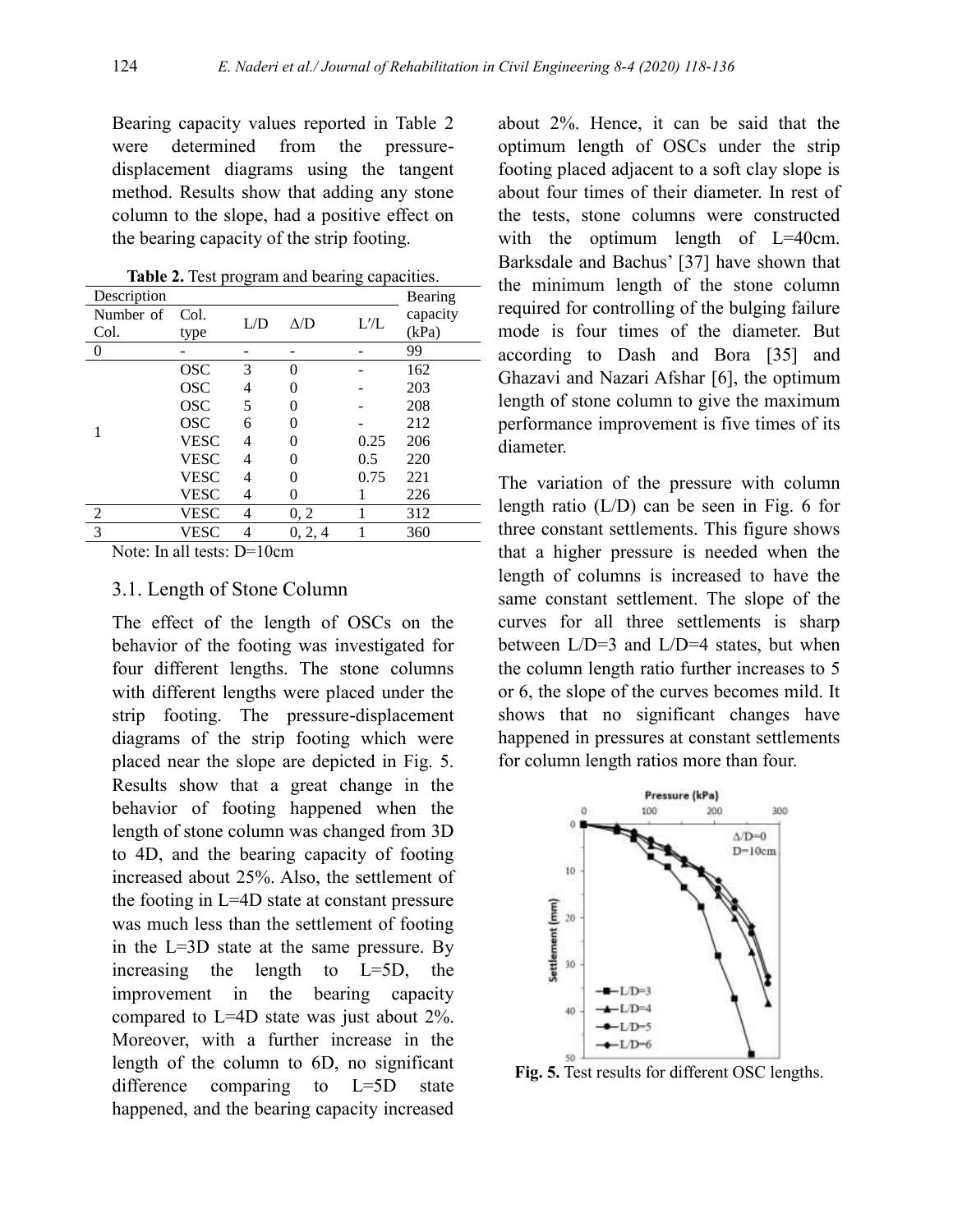Bearing capacity values reported in Table 2 were determined from the pressure-displacement diagrams using the tangent method. Results show that adding any stone column to the slope, had a positive effect on the bearing capacity of the strip footing.

**Table 2.** Test program and bearing capacities.

| Description | | | | | Bearing capacity (kPa) |
|---|---|---|---|---|---|
| Number of Col. | Col. type | L/D | Δ/D | L′/L | |
| 0 | - | - | - | - | 99 |
| 1 | OSC | 3 | 0 | - | 162 |
| | OSC | 4 | 0 | - | 203 |
| | OSC | 5 | 0 | - | 208 |
| | OSC | 6 | 0 | - | 212 |
| | VESC | 4 | 0 | 0.25 | 206 |
| | VESC | 4 | 0 | 0.5 | 220 |
| | VESC | 4 | 0 | 0.75 | 221 |
| | VESC | 4 | 0 | 1 | 226 |
| 2 | VESC | 4 | 0, 2 | 1 | 312 |
| 3 | VESC | 4 | 0, 2, 4 | 1 | 360 |

Note: In all tests: D=10cm

### 3.1. Length of Stone Column

The effect of the length of OSCs on the behavior of the footing was investigated for four different lengths. The stone columns with different lengths were placed under the strip footing. The pressure-displacement diagrams of the strip footing which were placed near the slope are depicted in Fig. 5. Results show that a great change in the behavior of footing happened when the length of stone column was changed from 3D to 4D, and the bearing capacity of footing increased about 25%. Also, the settlement of the footing in L=4D state at constant pressure was much less than the settlement of footing in the L=3D state at the same pressure. By increasing the length to L=5D, the improvement in the bearing capacity compared to L=4D state was just about 2%. Moreover, with a further increase in the length of the column to 6D, no significant difference comparing to L=5D state happened, and the bearing capacity increased about 2%. Hence, it can be said that the optimum length of OSCs under the strip footing placed adjacent to a soft clay slope is about four times of their diameter. In rest of the tests, stone columns were constructed with the optimum length of L=40cm. Barksdale and Bachus' [37] have shown that the minimum length of the stone column required for controlling of the bulging failure mode is four times of the diameter. But according to Dash and Bora [35] and Ghazavi and Nazari Afshar [6], the optimum length of stone column to give the maximum performance improvement is five times of its diameter.

The variation of the pressure with column length ratio (L/D) can be seen in Fig. 6 for three constant settlements. This figure shows that a higher pressure is needed when the length of columns is increased to have the same constant settlement. The slope of the curves for all three settlements is sharp between L/D=3 and L/D=4 states, but when the column length ratio further increases to 5 or 6, the slope of the curves becomes mild. It shows that no significant changes have happened in pressures at constant settlements for column length ratios more than four.

**Fig. 5.** Test results for different OSC lengths.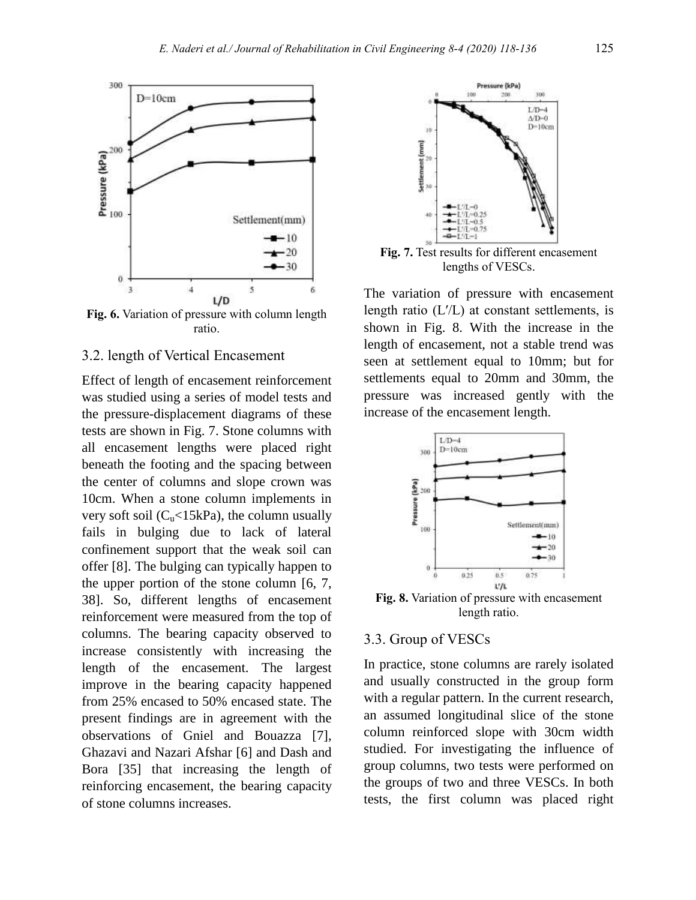Fig. 6. Variation of pressure with column length ratio.

### 3.2. length of Vertical Encasement

Effect of length of encasement reinforcement was studied using a series of model tests and the pressure-displacement diagrams of these tests are shown in Fig. 7. Stone columns with all encasement lengths were placed right beneath the footing and the spacing between the center of columns and slope crown was 10cm. When a stone column implements in very soft soil ($C_u$<15kPa), the column usually fails in bulging due to lack of lateral confinement support that the weak soil can offer [8]. The bulging can typically happen to the upper portion of the stone column [6, 7, 38]. So, different lengths of encasement reinforcement were measured from the top of columns. The bearing capacity observed to increase consistently with increasing the length of the encasement. The largest improve in the bearing capacity happened from 25% encased to 50% encased state. The present findings are in agreement with the observations of Gniel and Bouazza [7], Ghazavi and Nazari Afshar [6] and Dash and Bora [35] that increasing the length of reinforcing encasement, the bearing capacity of stone columns increases.

Fig. 7. Test results for different encasement lengths of VESCs.

The variation of pressure with encasement length ratio (L′/L) at constant settlements, is shown in Fig. 8. With the increase in the length of encasement, not a stable trend was seen at settlement equal to 10mm; but for settlements equal to 20mm and 30mm, the pressure was increased gently with the increase of the encasement length.

Fig. 8. Variation of pressure with encasement length ratio.

### 3.3. Group of VESCs

In practice, stone columns are rarely isolated and usually constructed in the group form with a regular pattern. In the current research, an assumed longitudinal slice of the stone column reinforced slope with 30cm width studied. For investigating the influence of group columns, two tests were performed on the groups of two and three VESCs. In both tests, the first column was placed right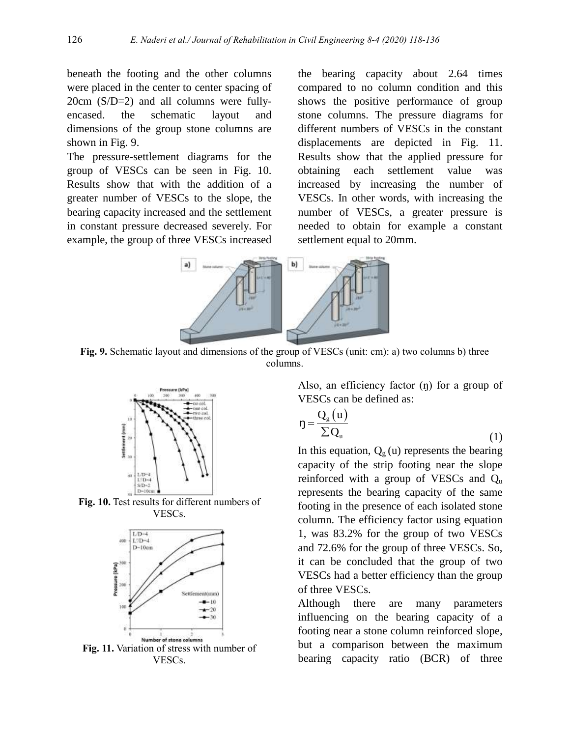beneath the footing and the other columns were placed in the center to center spacing of 20cm (S/D=2) and all columns were fully-encased. the schematic layout and dimensions of the group stone columns are shown in Fig. 9.

The pressure-settlement diagrams for the group of VESCs can be seen in Fig. 10. Results show that with the addition of a greater number of VESCs to the slope, the bearing capacity increased and the settlement in constant pressure decreased severely. For example, the group of three VESCs increased the bearing capacity about 2.64 times compared to no column condition and this shows the positive performance of group stone columns. The pressure diagrams for different numbers of VESCs in the constant displacements are depicted in Fig. 11. Results show that the applied pressure for obtaining each settlement value was increased by increasing the number of VESCs. In other words, with increasing the number of VESCs, a greater pressure is needed to obtain for example a constant settlement equal to 20mm.

**Fig. 9.** Schematic layout and dimensions of the group of VESCs (unit: cm): a) two columns b) three columns.

**Fig. 10.** Test results for different numbers of VESCs.

**Fig. 11.** Variation of stress with number of VESCs.

Also, an efficiency factor (ŋ) for a group of VESCs can be defined as:

$$\eta = \frac{Q_g(u)}{\sum Q_u} \tag{1}$$

In this equation, $Q_g$ (u) represents the bearing capacity of the strip footing near the slope reinforced with a group of VESCs and $Q_u$ represents the bearing capacity of the same footing in the presence of each isolated stone column. The efficiency factor using equation 1, was 83.2% for the group of two VESCs and 72.6% for the group of three VESCs. So, it can be concluded that the group of two VESCs had a better efficiency than the group of three VESCs.

Although there are many parameters influencing on the bearing capacity of a footing near a stone column reinforced slope, but a comparison between the maximum bearing capacity ratio (BCR) of three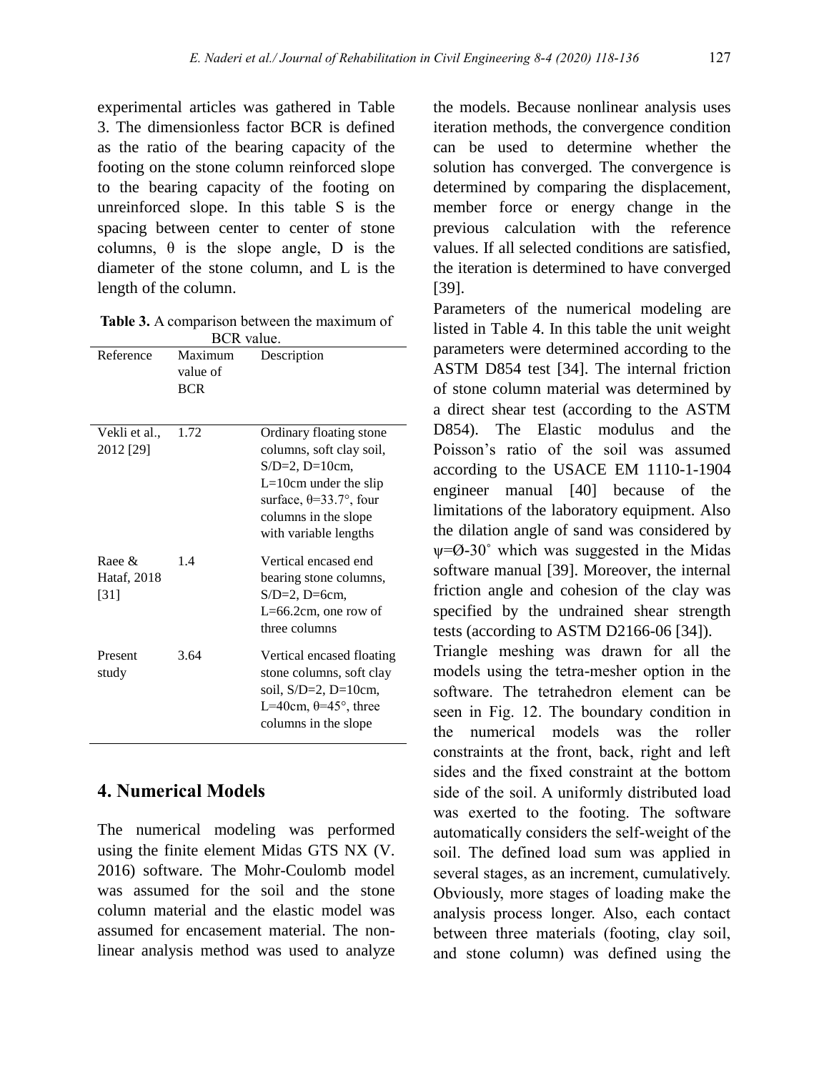experimental articles was gathered in Table 3. The dimensionless factor BCR is defined as the ratio of the bearing capacity of the footing on the stone column reinforced slope to the bearing capacity of the footing on unreinforced slope. In this table S is the spacing between center to center of stone columns, θ is the slope angle, D is the diameter of the stone column, and L is the length of the column.

**Table 3.** A comparison between the maximum of BCR value.

| Reference | Maximum value of BCR | Description |
|---|---|---|
| Vekli et al., 2012 [29] | 1.72 | Ordinary floating stone columns, soft clay soil, S/D=2, D=10cm, L=10cm under the slip surface, θ=33.7°, four columns in the slope with variable lengths |
| Raee & Hataf, 2018 [31] | 1.4 | Vertical encased end bearing stone columns, S/D=2, D=6cm, L=66.2cm, one row of three columns |
| Present study | 3.64 | Vertical encased floating stone columns, soft clay soil, S/D=2, D=10cm, L=40cm, θ=45°, three columns in the slope |

## 4. Numerical Models

The numerical modeling was performed using the finite element Midas GTS NX (V. 2016) software. The Mohr-Coulomb model was assumed for the soil and the stone column material and the elastic model was assumed for encasement material. The non-linear analysis method was used to analyze the models. Because nonlinear analysis uses iteration methods, the convergence condition can be used to determine whether the solution has converged. The convergence is determined by comparing the displacement, member force or energy change in the previous calculation with the reference values. If all selected conditions are satisfied, the iteration is determined to have converged [39].

Parameters of the numerical modeling are listed in Table 4. In this table the unit weight parameters were determined according to the ASTM D854 test [34]. The internal friction of stone column material was determined by a direct shear test (according to the ASTM D854). The Elastic modulus and the Poisson's ratio of the soil was assumed according to the USACE EM 1110-1-1904 engineer manual [40] because of the limitations of the laboratory equipment. Also the dilation angle of sand was considered by $\psi = \text{Ø} - 30^{\circ}$ which was suggested in the Midas software manual [39]. Moreover, the internal friction angle and cohesion of the clay was specified by the undrained shear strength tests (according to ASTM D2166-06 [34]).

Triangle meshing was drawn for all the models using the tetra-mesher option in the software. The tetrahedron element can be seen in Fig. 12. The boundary condition in the numerical models was the roller constraints at the front, back, right and left sides and the fixed constraint at the bottom side of the soil. A uniformly distributed load was exerted to the footing. The software automatically considers the self-weight of the soil. The defined load sum was applied in several stages, as an increment, cumulatively. Obviously, more stages of loading make the analysis process longer. Also, each contact between three materials (footing, clay soil, and stone column) was defined using the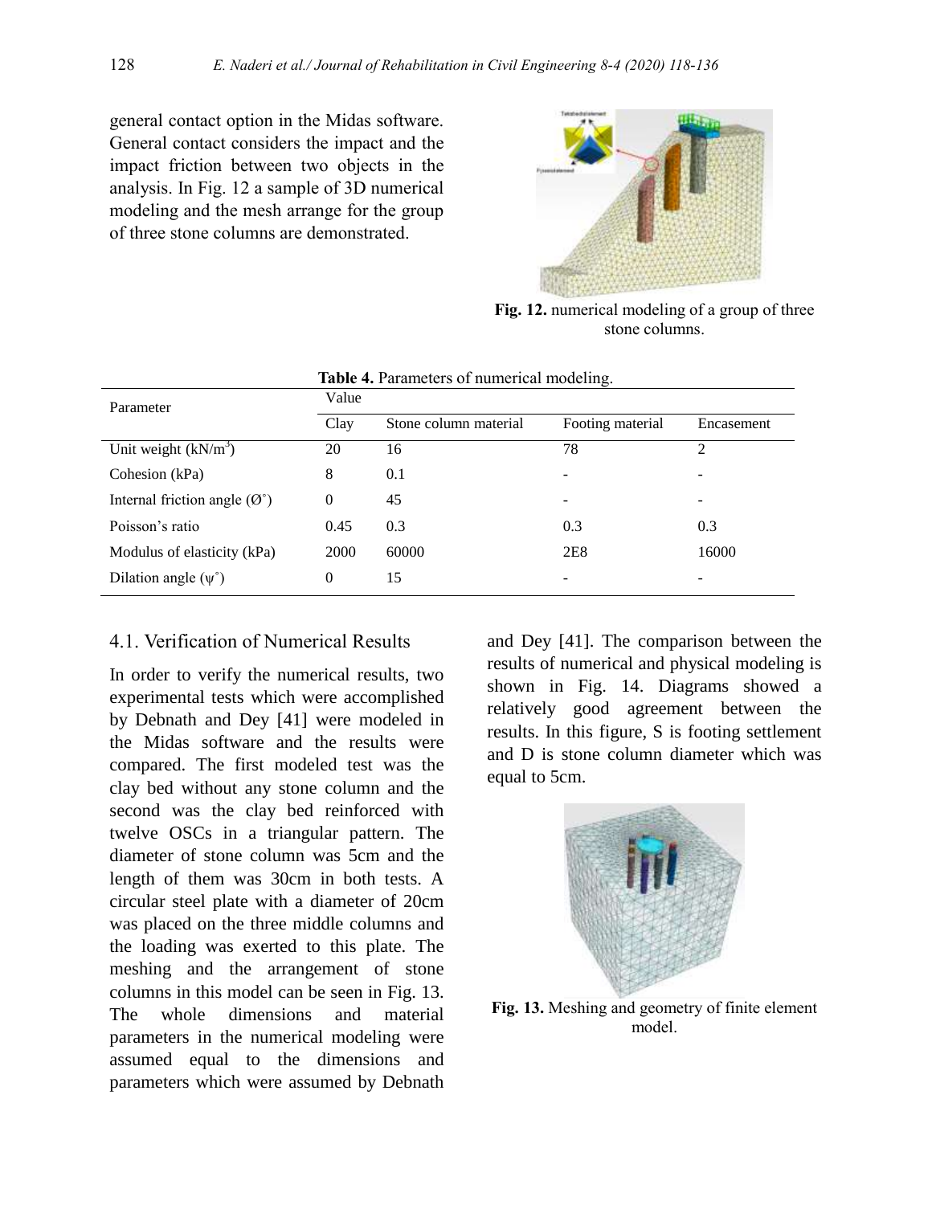general contact option in the Midas software. General contact considers the impact and the impact friction between two objects in the analysis. In Fig. 12 a sample of 3D numerical modeling and the mesh arrange for the group of three stone columns are demonstrated.

**Fig. 12.** numerical modeling of a group of three stone columns.

**Table 4.** Parameters of numerical modeling.

| Parameter | Value | | | |
|---|---|---|---|---|
| | Clay | Stone column material | Footing material | Encasement |
| Unit weight (kN/m$^3$) | 20 | 16 | 78 | 2 |
| Cohesion (kPa) | 8 | 0.1 | - | - |
| Internal friction angle (Ø˚) | 0 | 45 | - | - |
| Poisson's ratio | 0.45 | 0.3 | 0.3 | 0.3 |
| Modulus of elasticity (kPa) | 2000 | 60000 | 2E8 | 16000 |
| Dilation angle (ψ˚) | 0 | 15 | - | - |

## 4.1. Verification of Numerical Results

In order to verify the numerical results, two experimental tests which were accomplished by Debnath and Dey [41] were modeled in the Midas software and the results were compared. The first modeled test was the clay bed without any stone column and the second was the clay bed reinforced with twelve OSCs in a triangular pattern. The diameter of stone column was 5cm and the length of them was 30cm in both tests. A circular steel plate with a diameter of 20cm was placed on the three middle columns and the loading was exerted to this plate. The meshing and the arrangement of stone columns in this model can be seen in Fig. 13. The whole dimensions and material parameters in the numerical modeling were assumed equal to the dimensions and parameters which were assumed by Debnath and Dey [41]. The comparison between the results of numerical and physical modeling is shown in Fig. 14. Diagrams showed a relatively good agreement between the results. In this figure, S is footing settlement and D is stone column diameter which was equal to 5cm.

**Fig. 13.** Meshing and geometry of finite element model.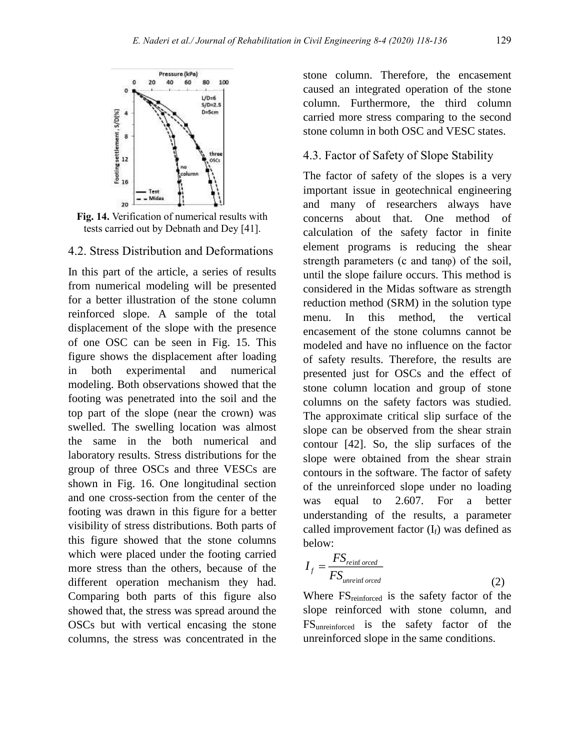Fig. 14. Verification of numerical results with tests carried out by Debnath and Dey [41].

## 4.2. Stress Distribution and Deformations

In this part of the article, a series of results from numerical modeling will be presented for a better illustration of the stone column reinforced slope. A sample of the total displacement of the slope with the presence of one OSC can be seen in Fig. 15. This figure shows the displacement after loading in both experimental and numerical modeling. Both observations showed that the footing was penetrated into the soil and the top part of the slope (near the crown) was swelled. The swelling location was almost the same in the both numerical and laboratory results. Stress distributions for the group of three OSCs and three VESCs are shown in Fig. 16. One longitudinal section and one cross-section from the center of the footing was drawn in this figure for a better visibility of stress distributions. Both parts of this figure showed that the stone columns which were placed under the footing carried more stress than the others, because of the different operation mechanism they had. Comparing both parts of this figure also showed that, the stress was spread around the OSCs but with vertical encasing the stone columns, the stress was concentrated in the stone column. Therefore, the encasement caused an integrated operation of the stone column. Furthermore, the third column carried more stress comparing to the second stone column in both OSC and VESC states.

## 4.3. Factor of Safety of Slope Stability

The factor of safety of the slopes is a very important issue in geotechnical engineering and many of researchers always have concerns about that. One method of calculation of the safety factor in finite element programs is reducing the shear strength parameters (c and tanφ) of the soil, until the slope failure occurs. This method is considered in the Midas software as strength reduction method (SRM) in the solution type menu. In this method, the vertical encasement of the stone columns cannot be modeled and have no influence on the factor of safety results. Therefore, the results are presented just for OSCs and the effect of stone column location and group of stone columns on the safety factors was studied. The approximate critical slip surface of the slope can be observed from the shear strain contour [42]. So, the slip surfaces of the slope were obtained from the shear strain contours in the software. The factor of safety of the unreinforced slope under no loading was equal to 2.607. For a better understanding of the results, a parameter called improvement factor ($I_f$) was defined as below:

$$I_f = \frac{FS_{reinforced}}{FS_{unreinforced}} \tag{2}$$

Where $FS_{reinforced}$ is the safety factor of the slope reinforced with stone column, and $FS_{unreinforced}$ is the safety factor of the unreinforced slope in the same conditions.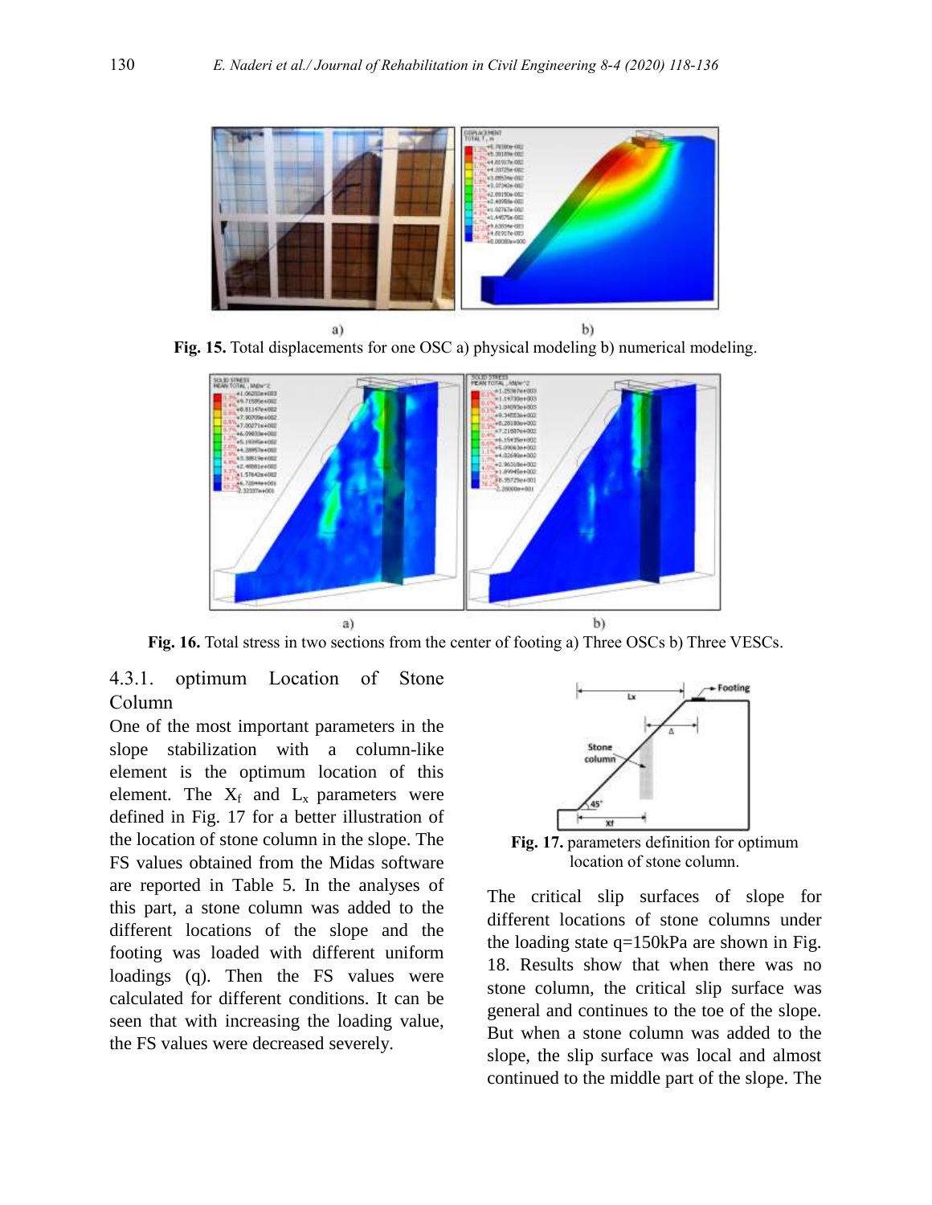a) b)

**Fig. 15.** Total displacements for one OSC a) physical modeling b) numerical modeling.

a) b)

**Fig. 16.** Total stress in two sections from the center of footing a) Three OSCs b) Three VESCs.

### 4.3.1. optimum Location of Stone Column

One of the most important parameters in the slope stabilization with a column-like element is the optimum location of this element. The $X_f$ and $L_x$ parameters were defined in Fig. 17 for a better illustration of the location of stone column in the slope. The FS values obtained from the Midas software are reported in Table 5. In the analyses of this part, a stone column was added to the different locations of the slope and the footing was loaded with different uniform loadings (q). Then the FS values were calculated for different conditions. It can be seen that with increasing the loading value, the FS values were decreased severely.

**Fig. 17.** parameters definition for optimum location of stone column.

The critical slip surfaces of slope for different locations of stone columns under the loading state q=150kPa are shown in Fig. 18. Results show that when there was no stone column, the critical slip surface was general and continues to the toe of the slope. But when a stone column was added to the slope, the slip surface was local and almost continued to the middle part of the slope. The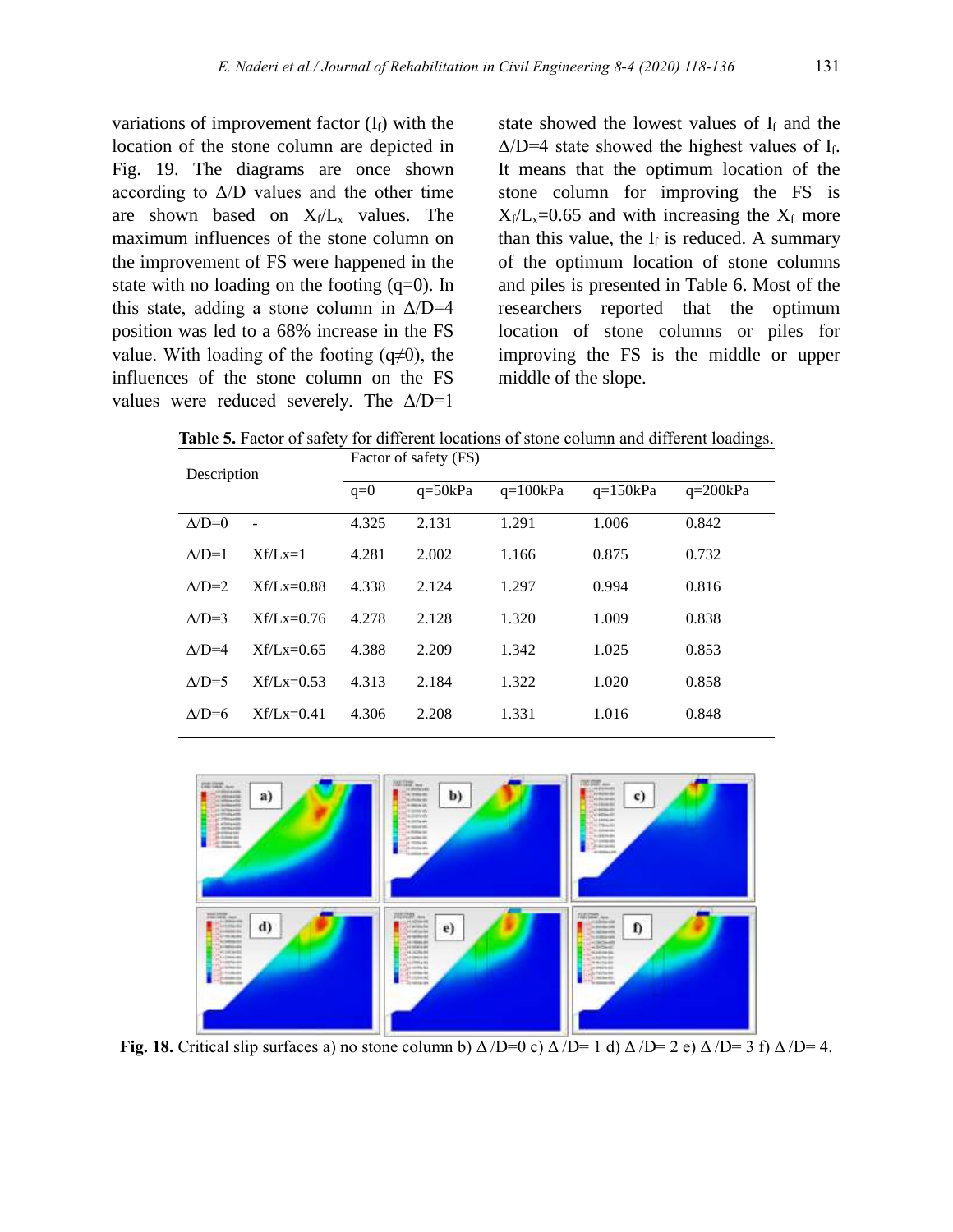variations of improvement factor ($I_f$) with the location of the stone column are depicted in Fig. 19. The diagrams are once shown according to Δ/D values and the other time are shown based on $X_f/L_x$ values. The maximum influences of the stone column on the improvement of FS were happened in the state with no loading on the footing (q=0). In this state, adding a stone column in Δ/D=4 position was led to a 68% increase in the FS value. With loading of the footing (q≠0), the influences of the stone column on the FS values were reduced severely. The Δ/D=1 state showed the lowest values of $I_f$ and the Δ/D=4 state showed the highest values of $I_f$. It means that the optimum location of the stone column for improving the FS is $X_f/L_x$=0.65 and with increasing the $X_f$ more than this value, the $I_f$ is reduced. A summary of the optimum location of stone columns and piles is presented in Table 6. Most of the researchers reported that the optimum location of stone columns or piles for improving the FS is the middle or upper middle of the slope.

**Table 5.** Factor of safety for different locations of stone column and different loadings.

| Description | | Factor of safety (FS) | | | | |
|---|---|---|---|---|---|---|
| | | q=0 | q=50kPa | q=100kPa | q=150kPa | q=200kPa |
| Δ/D=0 | - | 4.325 | 2.131 | 1.291 | 1.006 | 0.842 |
| Δ/D=1 | Xf/Lx=1 | 4.281 | 2.002 | 1.166 | 0.875 | 0.732 |
| Δ/D=2 | Xf/Lx=0.88 | 4.338 | 2.124 | 1.297 | 0.994 | 0.816 |
| Δ/D=3 | Xf/Lx=0.76 | 4.278 | 2.128 | 1.320 | 1.009 | 0.838 |
| Δ/D=4 | Xf/Lx=0.65 | 4.388 | 2.209 | 1.342 | 1.025 | 0.853 |
| Δ/D=5 | Xf/Lx=0.53 | 4.313 | 2.184 | 1.322 | 1.020 | 0.858 |
| Δ/D=6 | Xf/Lx=0.41 | 4.306 | 2.208 | 1.331 | 1.016 | 0.848 |

**Fig. 18.** Critical slip surfaces a) no stone column b) Δ /D=0 c) Δ /D= 1 d) Δ /D= 2 e) Δ /D= 3 f) Δ /D= 4.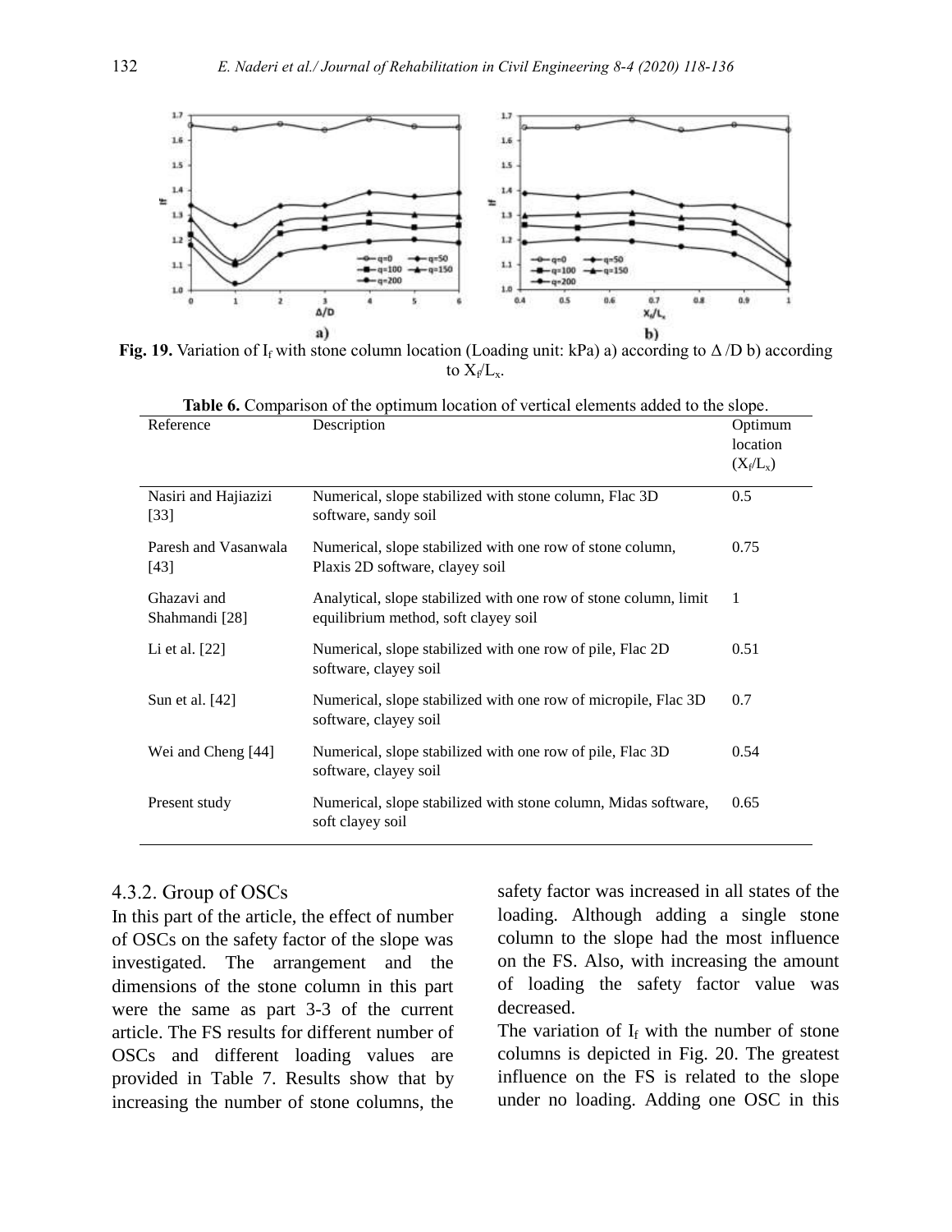**Fig. 19.** Variation of $I_f$ with stone column location (Loading unit: kPa) a) according to $\Delta$/D b) according to $X_f/L_x$.

**Table 6.** Comparison of the optimum location of vertical elements added to the slope.

| Reference | Description | Optimum location ($X_f/L_x$) |
|---|---|---|
| Nasiri and Hajiazizi [33] | Numerical, slope stabilized with stone column, Flac 3D software, sandy soil | 0.5 |
| Paresh and Vasanwala [43] | Numerical, slope stabilized with one row of stone column, Plaxis 2D software, clayey soil | 0.75 |
| Ghazavi and Shahmandi [28] | Analytical, slope stabilized with one row of stone column, limit equilibrium method, soft clayey soil | 1 |
| Li et al. [22] | Numerical, slope stabilized with one row of pile, Flac 2D software, clayey soil | 0.51 |
| Sun et al. [42] | Numerical, slope stabilized with one row of micropile, Flac 3D software, clayey soil | 0.7 |
| Wei and Cheng [44] | Numerical, slope stabilized with one row of pile, Flac 3D software, clayey soil | 0.54 |
| Present study | Numerical, slope stabilized with stone column, Midas software, soft clayey soil | 0.65 |

### 4.3.2. Group of OSCs

In this part of the article, the effect of number of OSCs on the safety factor of the slope was investigated. The arrangement and the dimensions of the stone column in this part were the same as part 3-3 of the current article. The FS results for different number of OSCs and different loading values are provided in Table 7. Results show that by increasing the number of stone columns, the safety factor was increased in all states of the loading. Although adding a single stone column to the slope had the most influence on the FS. Also, with increasing the amount of loading the safety factor value was decreased.

The variation of $I_f$ with the number of stone columns is depicted in Fig. 20. The greatest influence on the FS is related to the slope under no loading. Adding one OSC in this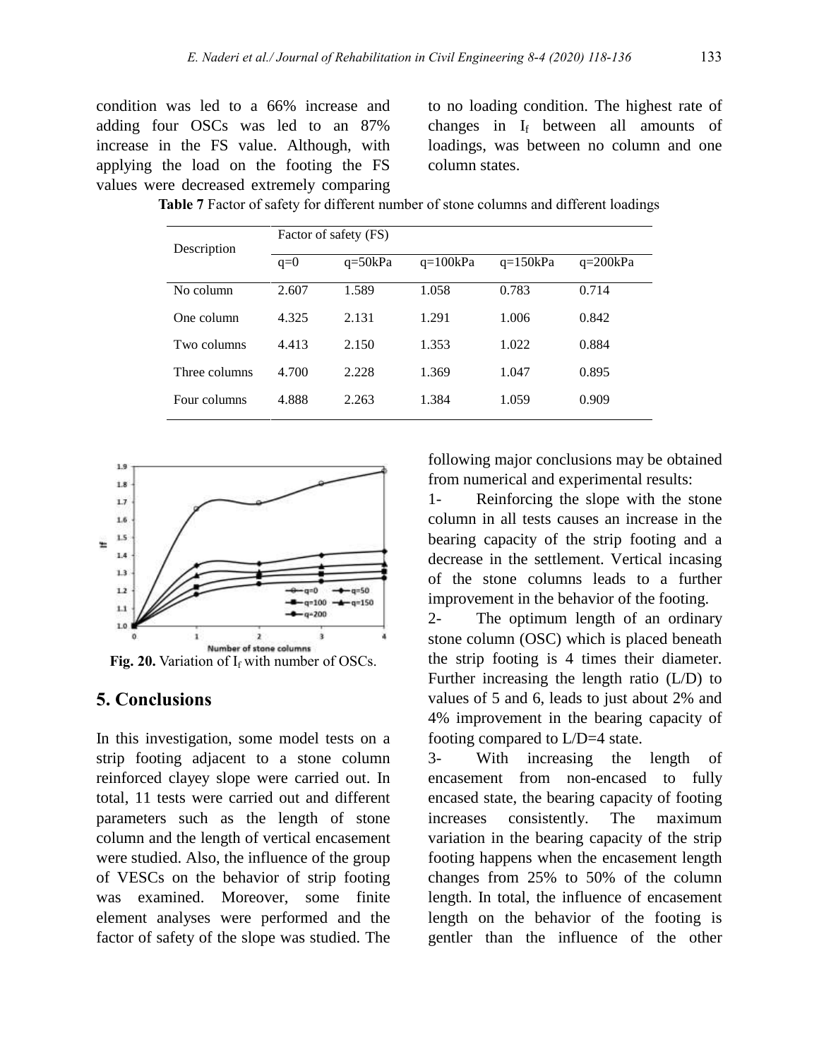condition was led to a 66% increase and adding four OSCs was led to an 87% increase in the FS value. Although, with applying the load on the footing the FS values were decreased extremely comparing to no loading condition. The highest rate of changes in $I_f$ between all amounts of loadings, was between no column and one column states.

**Table 7** Factor of safety for different number of stone columns and different loadings

| Description | Factor of safety (FS) | | | | |
|---|---|---|---|---|---|
| | q=0 | q=50kPa | q=100kPa | q=150kPa | q=200kPa |
| No column | 2.607 | 1.589 | 1.058 | 0.783 | 0.714 |
| One column | 4.325 | 2.131 | 1.291 | 1.006 | 0.842 |
| Two columns | 4.413 | 2.150 | 1.353 | 1.022 | 0.884 |
| Three columns | 4.700 | 2.228 | 1.369 | 1.047 | 0.895 |
| Four columns | 4.888 | 2.263 | 1.384 | 1.059 | 0.909 |

**Fig. 20.** Variation of $I_f$ with number of OSCs.

## 5. Conclusions

In this investigation, some model tests on a strip footing adjacent to a stone column reinforced clayey slope were carried out. In total, 11 tests were carried out and different parameters such as the length of stone column and the length of vertical encasement were studied. Also, the influence of the group of VESCs on the behavior of strip footing was examined. Moreover, some finite element analyses were performed and the factor of safety of the slope was studied. The following major conclusions may be obtained from numerical and experimental results:

1- Reinforcing the slope with the stone column in all tests causes an increase in the bearing capacity of the strip footing and a decrease in the settlement. Vertical incasing of the stone columns leads to a further improvement in the behavior of the footing.

2- The optimum length of an ordinary stone column (OSC) which is placed beneath the strip footing is 4 times their diameter. Further increasing the length ratio (L/D) to values of 5 and 6, leads to just about 2% and 4% improvement in the bearing capacity of footing compared to L/D=4 state.

3- With increasing the length of encasement from non-encased to fully encased state, the bearing capacity of footing increases consistently. The maximum variation in the bearing capacity of the strip footing happens when the encasement length changes from 25% to 50% of the column length. In total, the influence of encasement length on the behavior of the footing is gentler than the influence of the other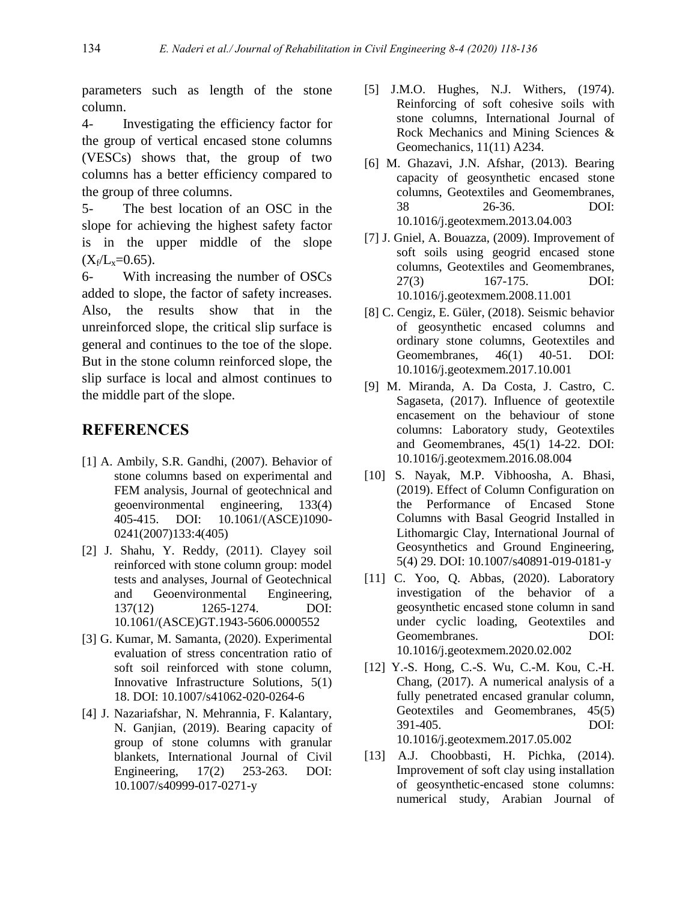parameters such as length of the stone column.

4- Investigating the efficiency factor for the group of vertical encased stone columns (VESCs) shows that, the group of two columns has a better efficiency compared to the group of three columns.

5- The best location of an OSC in the slope for achieving the highest safety factor is in the upper middle of the slope ($X_f/L_x$=0.65).

6- With increasing the number of OSCs added to slope, the factor of safety increases. Also, the results show that in the unreinforced slope, the critical slip surface is general and continues to the toe of the slope. But in the stone column reinforced slope, the slip surface is local and almost continues to the middle part of the slope.

## REFERENCES

[1] A. Ambily, S.R. Gandhi, (2007). Behavior of stone columns based on experimental and FEM analysis, Journal of geotechnical and geoenvironmental engineering, 133(4) 405-415. DOI: 10.1061/(ASCE)1090-0241(2007)133:4(405)

[2] J. Shahu, Y. Reddy, (2011). Clayey soil reinforced with stone column group: model tests and analyses, Journal of Geotechnical and Geoenvironmental Engineering, 137(12) 1265-1274. DOI: 10.1061/(ASCE)GT.1943-5606.0000552

[3] G. Kumar, M. Samanta, (2020). Experimental evaluation of stress concentration ratio of soft soil reinforced with stone column, Innovative Infrastructure Solutions, 5(1) 18. DOI: 10.1007/s41062-020-0264-6

[4] J. Nazariafshar, N. Mehrannia, F. Kalantary, N. Ganjian, (2019). Bearing capacity of group of stone columns with granular blankets, International Journal of Civil Engineering, 17(2) 253-263. DOI: 10.1007/s40999-017-0271-y

[5] J.M.O. Hughes, N.J. Withers, (1974). Reinforcing of soft cohesive soils with stone columns, International Journal of Rock Mechanics and Mining Sciences & Geomechanics, 11(11) A234.

[6] M. Ghazavi, J.N. Afshar, (2013). Bearing capacity of geosynthetic encased stone columns, Geotextiles and Geomembranes, 38 26-36. DOI: 10.1016/j.geotexmem.2013.04.003

[7] J. Gniel, A. Bouazza, (2009). Improvement of soft soils using geogrid encased stone columns, Geotextiles and Geomembranes, 27(3) 167-175. DOI: 10.1016/j.geotexmem.2008.11.001

[8] C. Cengiz, E. Güler, (2018). Seismic behavior of geosynthetic encased columns and ordinary stone columns, Geotextiles and Geomembranes, 46(1) 40-51. DOI: 10.1016/j.geotexmem.2017.10.001

[9] M. Miranda, A. Da Costa, J. Castro, C. Sagaseta, (2017). Influence of geotextile encasement on the behaviour of stone columns: Laboratory study, Geotextiles and Geomembranes, 45(1) 14-22. DOI: 10.1016/j.geotexmem.2016.08.004

[10] S. Nayak, M.P. Vibhoosha, A. Bhasi, (2019). Effect of Column Configuration on the Performance of Encased Stone Columns with Basal Geogrid Installed in Lithomargic Clay, International Journal of Geosynthetics and Ground Engineering, 5(4) 29. DOI: 10.1007/s40891-019-0181-y

[11] C. Yoo, Q. Abbas, (2020). Laboratory investigation of the behavior of a geosynthetic encased stone column in sand under cyclic loading, Geotextiles and Geomembranes. DOI: 10.1016/j.geotexmem.2020.02.002

[12] Y.-S. Hong, C.-S. Wu, C.-M. Kou, C.-H. Chang, (2017). A numerical analysis of a fully penetrated encased granular column, Geotextiles and Geomembranes, 45(5) 391-405. DOI: 10.1016/j.geotexmem.2017.05.002

[13] A.J. Choobbasti, H. Pichka, (2014). Improvement of soft clay using installation of geosynthetic-encased stone columns: numerical study, Arabian Journal of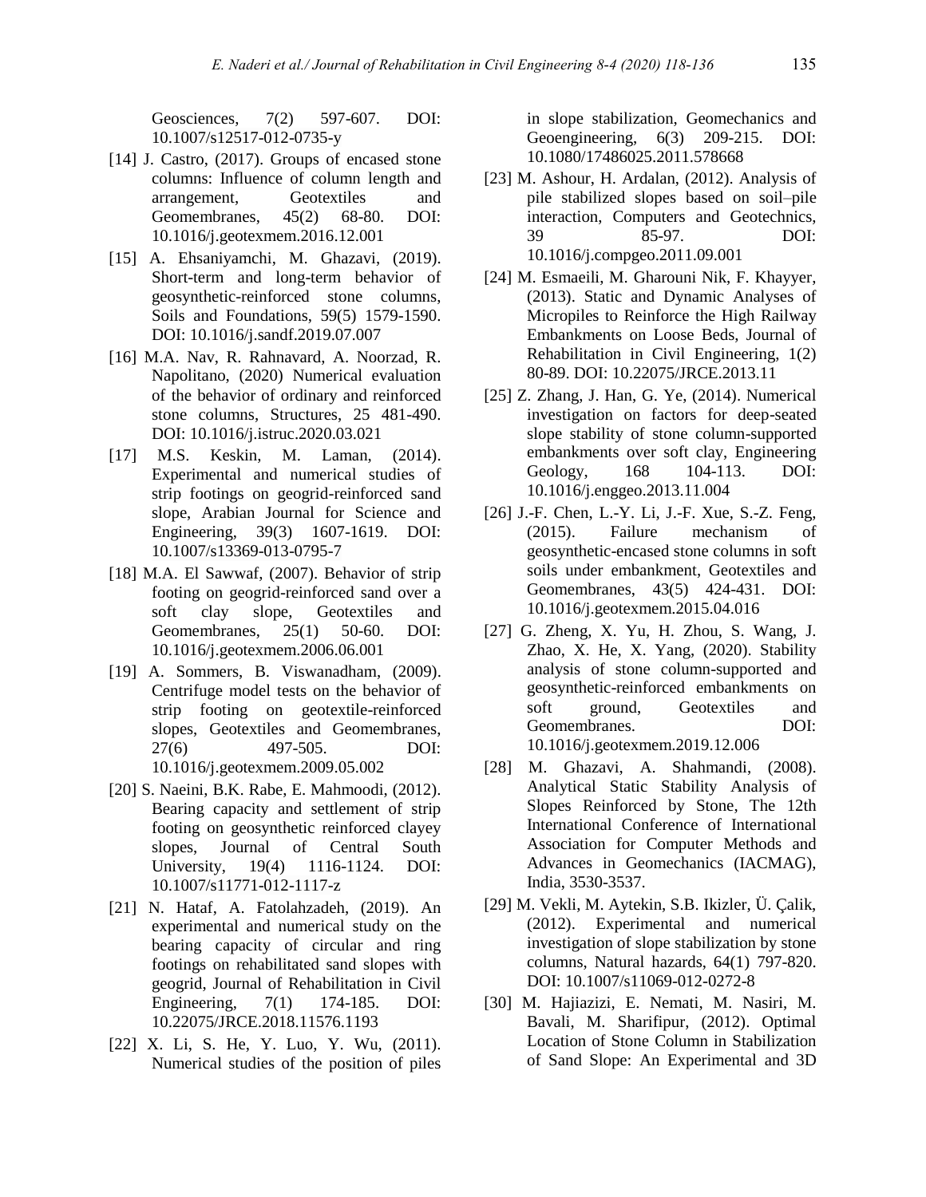Geosciences, 7(2) 597-607. DOI: 10.1007/s12517-012-0735-y

[14] J. Castro, (2017). Groups of encased stone columns: Influence of column length and arrangement, Geotextiles and Geomembranes, 45(2) 68-80. DOI: 10.1016/j.geotexmem.2016.12.001

[15] A. Ehsaniyamchi, M. Ghazavi, (2019). Short-term and long-term behavior of geosynthetic-reinforced stone columns, Soils and Foundations, 59(5) 1579-1590. DOI: 10.1016/j.sandf.2019.07.007

[16] M.A. Nav, R. Rahnavard, A. Noorzad, R. Napolitano, (2020) Numerical evaluation of the behavior of ordinary and reinforced stone columns, Structures, 25 481-490. DOI: 10.1016/j.istruc.2020.03.021

[17] M.S. Keskin, M. Laman, (2014). Experimental and numerical studies of strip footings on geogrid-reinforced sand slope, Arabian Journal for Science and Engineering, 39(3) 1607-1619. DOI: 10.1007/s13369-013-0795-7

[18] M.A. El Sawwaf, (2007). Behavior of strip footing on geogrid-reinforced sand over a soft clay slope, Geotextiles and Geomembranes, 25(1) 50-60. DOI: 10.1016/j.geotexmem.2006.06.001

[19] A. Sommers, B. Viswanadham, (2009). Centrifuge model tests on the behavior of strip footing on geotextile-reinforced slopes, Geotextiles and Geomembranes, 27(6) 497-505. DOI: 10.1016/j.geotexmem.2009.05.002

[20] S. Naeini, B.K. Rabe, E. Mahmoodi, (2012). Bearing capacity and settlement of strip footing on geosynthetic reinforced clayey slopes, Journal of Central South University, 19(4) 1116-1124. DOI: 10.1007/s11771-012-1117-z

[21] N. Hataf, A. Fatolahzadeh, (2019). An experimental and numerical study on the bearing capacity of circular and ring footings on rehabilitated sand slopes with geogrid, Journal of Rehabilitation in Civil Engineering, 7(1) 174-185. DOI: 10.22075/JRCE.2018.11576.1193

[22] X. Li, S. He, Y. Luo, Y. Wu, (2011). Numerical studies of the position of piles in slope stabilization, Geomechanics and Geoengineering, 6(3) 209-215. DOI: 10.1080/17486025.2011.578668

[23] M. Ashour, H. Ardalan, (2012). Analysis of pile stabilized slopes based on soil–pile interaction, Computers and Geotechnics, 39 85-97. DOI: 10.1016/j.compgeo.2011.09.001

[24] M. Esmaeili, M. Gharouni Nik, F. Khayyer, (2013). Static and Dynamic Analyses of Micropiles to Reinforce the High Railway Embankments on Loose Beds, Journal of Rehabilitation in Civil Engineering, 1(2) 80-89. DOI: 10.22075/JRCE.2013.11

[25] Z. Zhang, J. Han, G. Ye, (2014). Numerical investigation on factors for deep-seated slope stability of stone column-supported embankments over soft clay, Engineering Geology, 168 104-113. DOI: 10.1016/j.enggeo.2013.11.004

[26] J.-F. Chen, L.-Y. Li, J.-F. Xue, S.-Z. Feng, (2015). Failure mechanism of geosynthetic-encased stone columns in soft soils under embankment, Geotextiles and Geomembranes, 43(5) 424-431. DOI: 10.1016/j.geotexmem.2015.04.016

[27] G. Zheng, X. Yu, H. Zhou, S. Wang, J. Zhao, X. He, X. Yang, (2020). Stability analysis of stone column-supported and geosynthetic-reinforced embankments on soft ground, Geotextiles and Geomembranes. DOI: 10.1016/j.geotexmem.2019.12.006

[28] M. Ghazavi, A. Shahmandi, (2008). Analytical Static Stability Analysis of Slopes Reinforced by Stone, The 12th International Conference of International Association for Computer Methods and Advances in Geomechanics (IACMAG), India, 3530-3537.

[29] M. Vekli, M. Aytekin, S.B. Ikizler, Ü. Çalik, (2012). Experimental and numerical investigation of slope stabilization by stone columns, Natural hazards, 64(1) 797-820. DOI: 10.1007/s11069-012-0272-8

[30] M. Hajiazizi, E. Nemati, M. Nasiri, M. Bavali, M. Sharifipur, (2012). Optimal Location of Stone Column in Stabilization of Sand Slope: An Experimental and 3D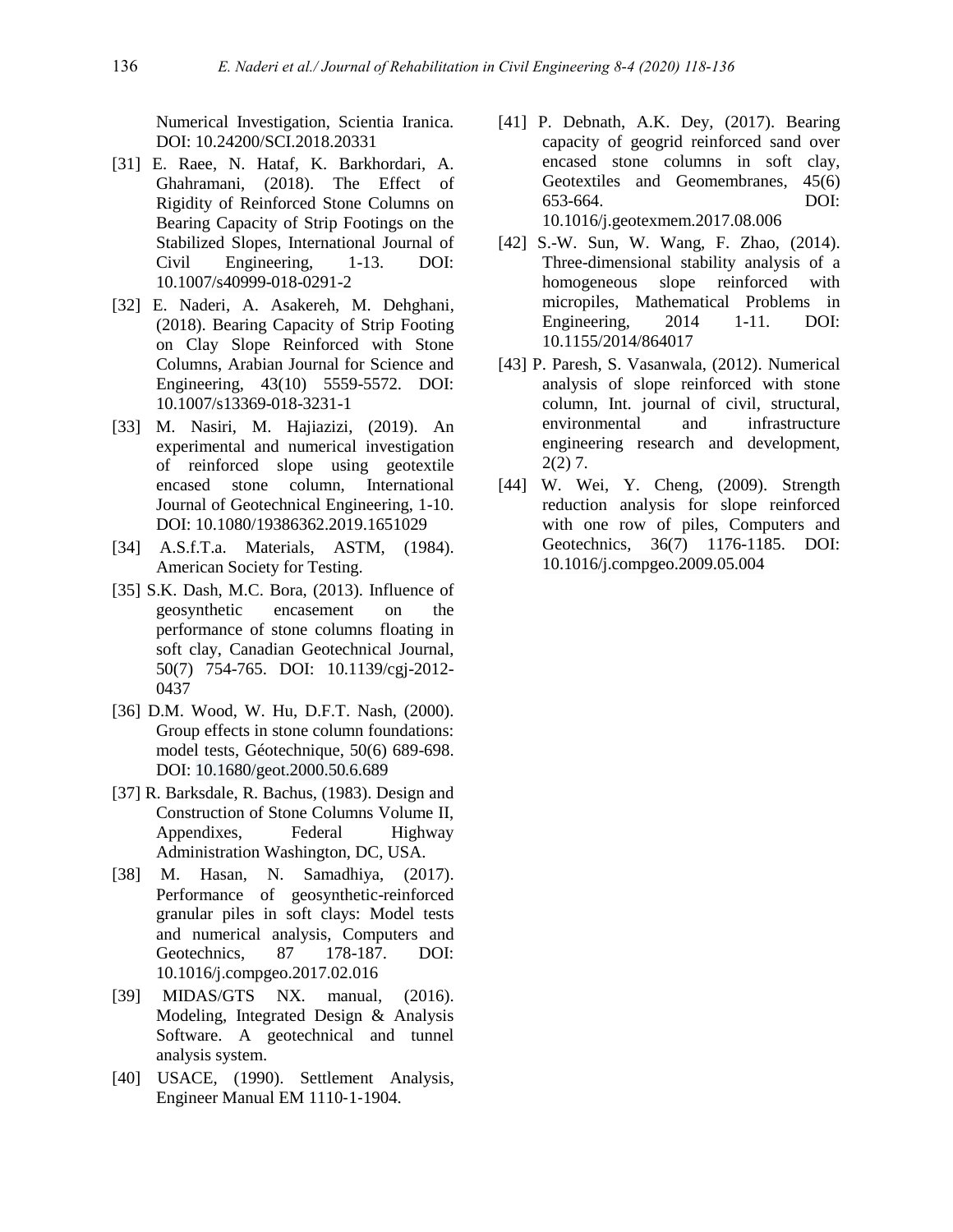Numerical Investigation, Scientia Iranica. DOI: 10.24200/SCI.2018.20331

[31] E. Raee, N. Hataf, K. Barkhordari, A. Ghahramani, (2018). The Effect of Rigidity of Reinforced Stone Columns on Bearing Capacity of Strip Footings on the Stabilized Slopes, International Journal of Civil Engineering, 1-13. DOI: 10.1007/s40999-018-0291-2

[32] E. Naderi, A. Asakereh, M. Dehghani, (2018). Bearing Capacity of Strip Footing on Clay Slope Reinforced with Stone Columns, Arabian Journal for Science and Engineering, 43(10) 5559-5572. DOI: 10.1007/s13369-018-3231-1

[33] M. Nasiri, M. Hajiazizi, (2019). An experimental and numerical investigation of reinforced slope using geotextile encased stone column, International Journal of Geotechnical Engineering, 1-10. DOI: 10.1080/19386362.2019.1651029

[34] A.S.f.T.a. Materials, ASTM, (1984). American Society for Testing.

[35] S.K. Dash, M.C. Bora, (2013). Influence of geosynthetic encasement on the performance of stone columns floating in soft clay, Canadian Geotechnical Journal, 50(7) 754-765. DOI: 10.1139/cgj-2012-0437

[36] D.M. Wood, W. Hu, D.F.T. Nash, (2000). Group effects in stone column foundations: model tests, Géotechnique, 50(6) 689-698. DOI: 10.1680/geot.2000.50.6.689

[37] R. Barksdale, R. Bachus, (1983). Design and Construction of Stone Columns Volume II, Appendixes, Federal Highway Administration Washington, DC, USA.

[38] M. Hasan, N. Samadhiya, (2017). Performance of geosynthetic-reinforced granular piles in soft clays: Model tests and numerical analysis, Computers and Geotechnics, 87 178-187. DOI: 10.1016/j.compgeo.2017.02.016

[39] MIDAS/GTS NX. manual, (2016). Modeling, Integrated Design & Analysis Software. A geotechnical and tunnel analysis system.

[40] USACE, (1990). Settlement Analysis, Engineer Manual EM 1110-1-1904.

[41] P. Debnath, A.K. Dey, (2017). Bearing capacity of geogrid reinforced sand over encased stone columns in soft clay, Geotextiles and Geomembranes, 45(6) 653-664. DOI: 10.1016/j.geotexmem.2017.08.006

[42] S.-W. Sun, W. Wang, F. Zhao, (2014). Three-dimensional stability analysis of a homogeneous slope reinforced with micropiles, Mathematical Problems in Engineering, 2014 1-11. DOI: 10.1155/2014/864017

[43] P. Paresh, S. Vasanwala, (2012). Numerical analysis of slope reinforced with stone column, Int. journal of civil, structural, environmental and infrastructure engineering research and development, 2(2) 7.

[44] W. Wei, Y. Cheng, (2009). Strength reduction analysis for slope reinforced with one row of piles, Computers and Geotechnics, 36(7) 1176-1185. DOI: 10.1016/j.compgeo.2009.05.004